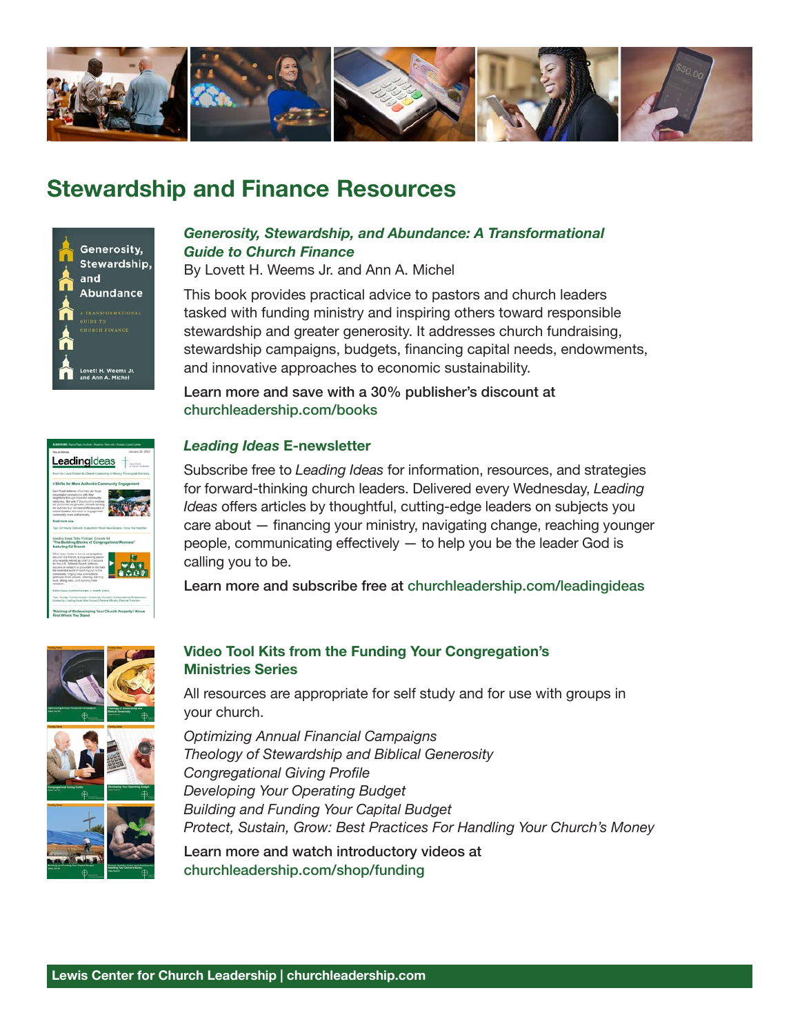## Stewardship and Finance Resources

### *Generosity, Stewardship, and Abundance: A Transformational Guide to Church Finance*

By Lovett H. Weems Jr. and Ann A. Michel

This book provides practical advice to pastors and church leaders tasked with funding ministry and inspiring others toward responsible stewardship and greater generosity. It addresses church fundraising, stewardship campaigns, budgets, financing capital needs, endowments, and innovative approaches to economic sustainability.

Learn more and save with a 30% publisher's discount at churchleadership.com/books

### *Leading Ideas* E-newsletter

Subscribe free to *Leading Ideas* for information, resources, and strategies for forward-thinking church leaders. Delivered every Wednesday, *Leading Ideas* offers articles by thoughtful, cutting-edge leaders on subjects you care about — financing your ministry, navigating change, reaching younger people, communicating effectively — to help you be the leader God is calling you to be.

Learn more and subscribe free at churchleadership.com/leadingideas

### Video Tool Kits from the Funding Your Congregation's Ministries Series

All resources are appropriate for self study and for use with groups in your church.

*Optimizing Annual Financial Campaigns*
*Theology of Stewardship and Biblical Generosity*
*Congregational Giving Profile*
*Developing Your Operating Budget*
*Building and Funding Your Capital Budget*
*Protect, Sustain, Grow: Best Practices For Handling Your Church's Money*

Learn more and watch introductory videos at churchleadership.com/shop/funding

**Lewis Center for Church Leadership | churchleadership.com**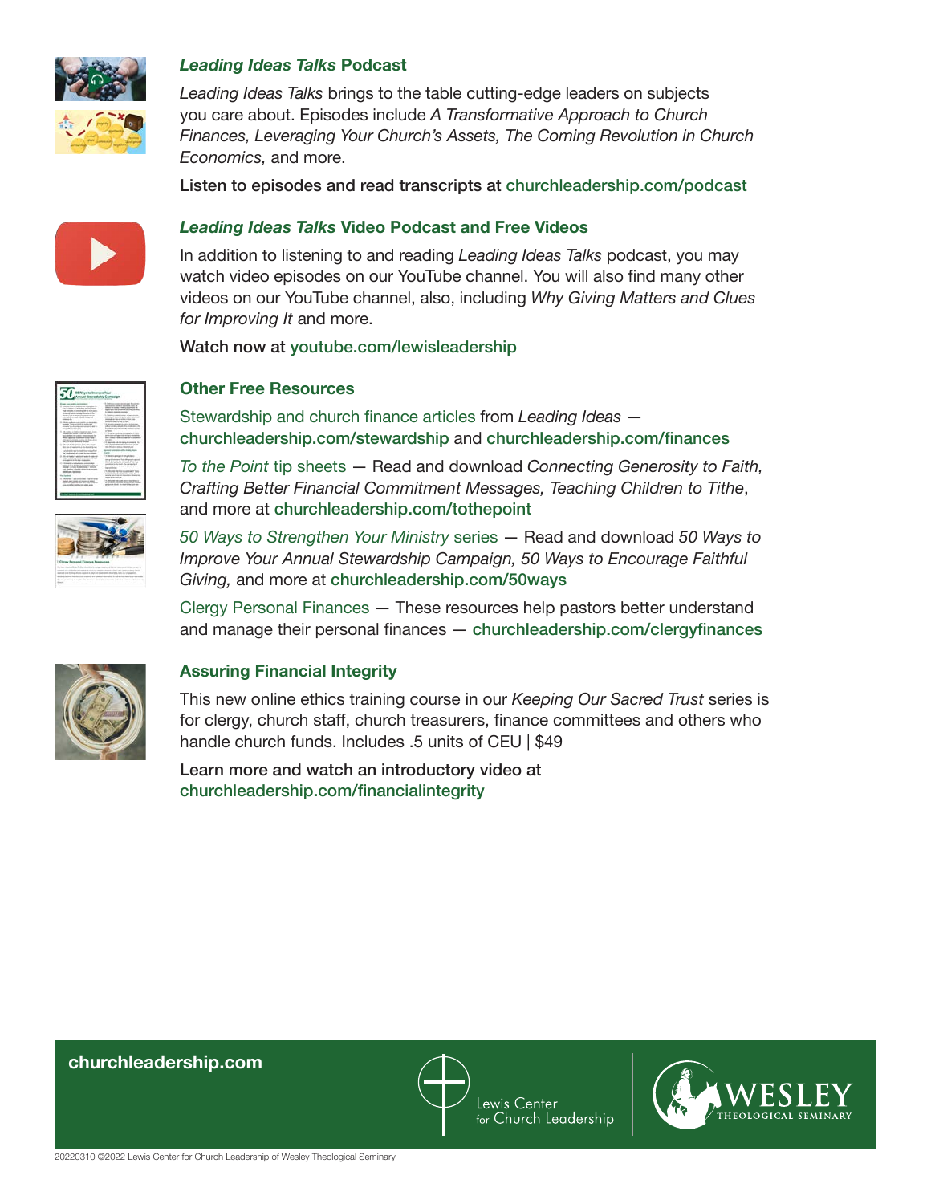### *Leading Ideas Talks* Podcast

*Leading Ideas Talks* brings to the table cutting-edge leaders on subjects you care about. Episodes include *A Transformative Approach to Church Finances, Leveraging Your Church's Assets, The Coming Revolution in Church Economics,* and more.

Listen to episodes and read transcripts at churchleadership.com/podcast

### *Leading Ideas Talks* Video Podcast and Free Videos

In addition to listening to and reading *Leading Ideas Talks* podcast, you may watch video episodes on our YouTube channel. You will also find many other videos on our YouTube channel, also, including *Why Giving Matters and Clues for Improving It* and more.

Watch now at youtube.com/lewisleadership

### Other Free Resources

Stewardship and church finance articles from *Leading Ideas* — **churchleadership.com/stewardship** and **churchleadership.com/finances**

*To the Point* tip sheets — Read and download *Connecting Generosity to Faith, Crafting Better Financial Commitment Messages, Teaching Children to Tithe*, and more at **churchleadership.com/tothepoint**

*50 Ways to Strengthen Your Ministry* series — Read and download *50 Ways to Improve Your Annual Stewardship Campaign, 50 Ways to Encourage Faithful Giving,* and more at **churchleadership.com/50ways**

Clergy Personal Finances — These resources help pastors better understand and manage their personal finances — **churchleadership.com/clergyfinances**

### Assuring Financial Integrity

This new online ethics training course in our *Keeping Our Sacred Trust* series is for clergy, church staff, church treasurers, finance committees and others who handle church funds. Includes .5 units of CEU | $49

Learn more and watch an introductory video at churchleadership.com/financialintegrity

**churchleadership.com**

Lewis Center for Church Leadership

WESLEY THEOLOGICAL SEMINARY

20220310 ©2022 Lewis Center for Church Leadership of Wesley Theological Seminary